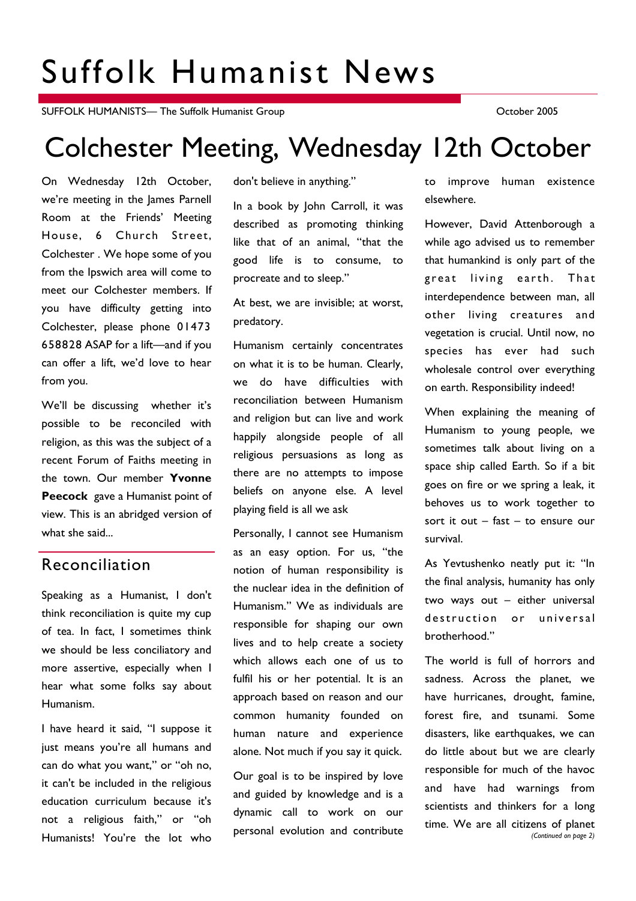# Suffolk Humanist News

SUFFOLK HUMANISTS— The Suffolk Humanist Group October 2005

# Colchester Meeting, Wednesday 12th October

On Wednesday 12th October, we're meeting in the James Parnell Room at the Friends' Meeting House, 6 Church Street, Colchester . We hope some of you from the Ipswich area will come to meet our Colchester members. If you have difficulty getting into Colchester, please phone 01473 658828 ASAP for a lift—and if you can offer a lift, we'd love to hear from you.

We'll be discussing whether it's possible to be reconciled with religion, as this was the subject of a recent Forum of Faiths meeting in the town. Our member **Yvonne Peecock** gave a Humanist point of view. This is an abridged version of what she said...

## Reconciliation

Speaking as a Humanist, I don't think reconciliation is quite my cup of tea. In fact, I sometimes think we should be less conciliatory and more assertive, especially when I hear what some folks say about Humanism.

I have heard it said, "I suppose it just means you're all humans and can do what you want," or "oh no, it can't be included in the religious education curriculum because it's not a religious faith," or "oh Humanists! You're the lot who don't believe in anything."

In a book by John Carroll, it was described as promoting thinking like that of an animal, "that the good life is to consume, to procreate and to sleep."

At best, we are invisible; at worst, predatory.

Humanism certainly concentrates on what it is to be human. Clearly, we do have difficulties with reconciliation between Humanism and religion but can live and work happily alongside people of all religious persuasions as long as there are no attempts to impose beliefs on anyone else. A level playing field is all we ask

Personally, I cannot see Humanism as an easy option. For us, "the notion of human responsibility is the nuclear idea in the definition of Humanism." We as individuals are responsible for shaping our own lives and to help create a society which allows each one of us to fulfil his or her potential. It is an approach based on reason and our common humanity founded on human nature and experience alone. Not much if you say it quick.

Our goal is to be inspired by love and guided by knowledge and is a dynamic call to work on our personal evolution and contribute to improve human existence elsewhere.

However, David Attenborough a while ago advised us to remember that humankind is only part of the great living earth. That interdependence between man, all other living creatures and vegetation is crucial. Until now, no species has ever had such wholesale control over everything on earth. Responsibility indeed!

When explaining the meaning of Humanism to young people, we sometimes talk about living on a space ship called Earth. So if a bit goes on fire or we spring a leak, it behoves us to work together to sort it out – fast – to ensure our survival.

As Yevtushenko neatly put it: "In the final analysis, humanity has only two ways out – either universal destruction or universal brotherhood."

The world is full of horrors and sadness. Across the planet, we have hurricanes, drought, famine, forest fire, and tsunami. Some disasters, like earthquakes, we can do little about but we are clearly responsible for much of the havoc and have had warnings from scientists and thinkers for a long time. We are all citizens of planet

*(Continued on page 2)*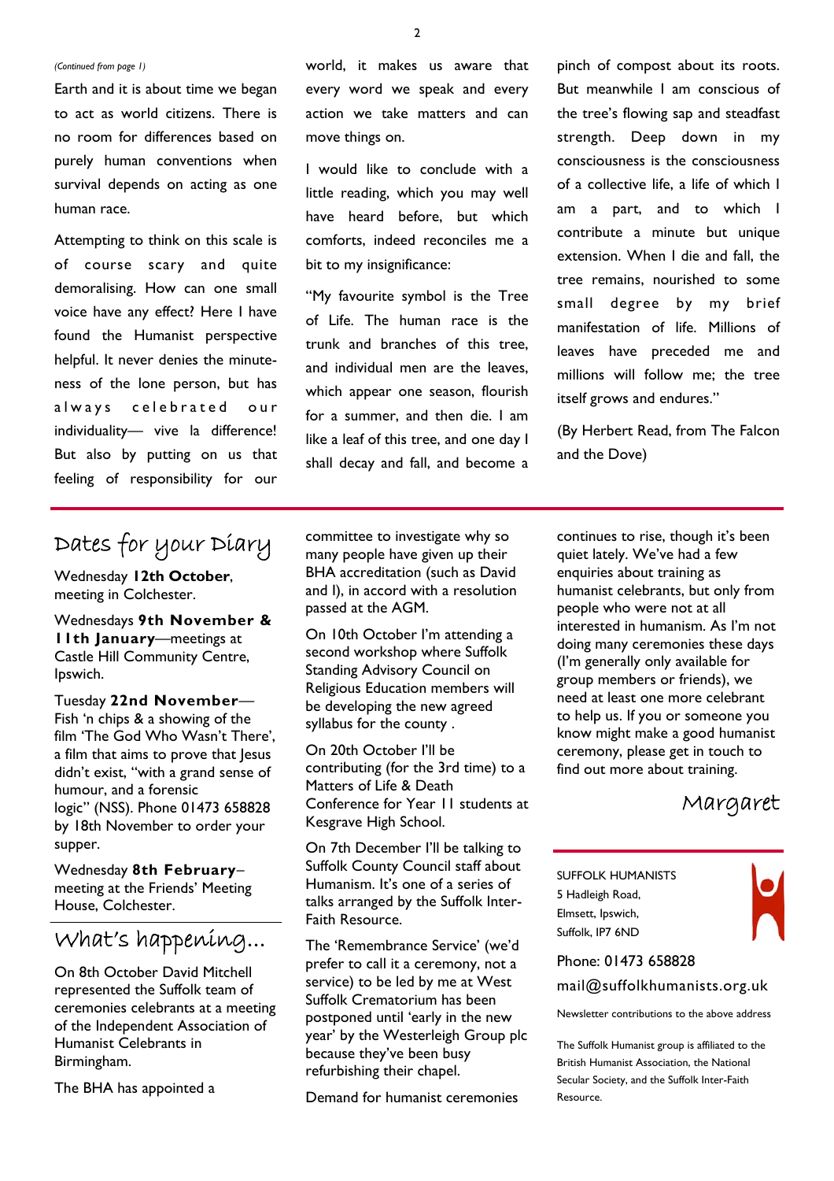*(Continued from page 1)*

Earth and it is about time we began to act as world citizens. There is no room for differences based on purely human conventions when survival depends on acting as one human race.

Attempting to think on this scale is of course scary and quite demoralising. How can one small voice have any effect? Here I have found the Humanist perspective helpful. It never denies the minute-ness of the lone person, but has always celebrated our individuality— vive la difference! But also by putting on us that feeling of responsibility for our world, it makes us aware that every word we speak and every action we take matters and can move things on.

I would like to conclude with a little reading, which you may well have heard before, but which comforts, indeed reconciles me a bit to my insignificance:

"My favourite symbol is the Tree of Life. The human race is the trunk and branches of this tree, and individual men are the leaves, which appear one season, flourish for a summer, and then die. I am like a leaf of this tree, and one day I shall decay and fall, and become a pinch of compost about its roots. But meanwhile I am conscious of the tree's flowing sap and steadfast strength. Deep down in my consciousness is the consciousness of a collective life, a life of which I am a part, and to which I contribute a minute but unique extension. When I die and fall, the tree remains, nourished to some small degree by my brief manifestation of life. Millions of leaves have preceded me and millions will follow me; the tree itself grows and endures."

(By Herbert Read, from The Falcon and the Dove)

## Dates for your Diary

Wednesday **12th October**, meeting in Colchester.

Wednesdays **9th November & 11th January**—meetings at Castle Hill Community Centre, Ipswich.

Tuesday **22nd November**—Fish 'n chips & a showing of the film 'The God Who Wasn't There', a film that aims to prove that Jesus didn't exist, "with a grand sense of humour, and a forensic logic" (NSS). Phone 01473 658828 by 18th November to order your supper.

Wednesday **8th February**–meeting at the Friends' Meeting House, Colchester.

## What's happening...

On 8th October David Mitchell represented the Suffolk team of ceremonies celebrants at a meeting of the Independent Association of Humanist Celebrants in Birmingham.

The BHA has appointed a committee to investigate why so many people have given up their BHA accreditation (such as David and I), in accord with a resolution passed at the AGM.

On 10th October I'm attending a second workshop where Suffolk Standing Advisory Council on Religious Education members will be developing the new agreed syllabus for the county .

On 20th October I'll be contributing (for the 3rd time) to a Matters of Life & Death Conference for Year 11 students at Kesgrave High School.

On 7th December I'll be talking to Suffolk County Council staff about Humanism. It's one of a series of talks arranged by the Suffolk Inter-Faith Resource.

The 'Remembrance Service' (we'd prefer to call it a ceremony, not a service) to be led by me at West Suffolk Crematorium has been postponed until 'early in the new year' by the Westerleigh Group plc because they've been busy refurbishing their chapel.

Demand for humanist ceremonies continues to rise, though it's been quiet lately. We've had a few enquiries about training as humanist celebrants, but only from people who were not at all interested in humanism. As I'm not doing many ceremonies these days (I'm generally only available for group members or friends), we need at least one more celebrant to help us. If you or someone you know might make a good humanist ceremony, please get in touch to find out more about training.

Margaret

SUFFOLK HUMANISTS
5 Hadleigh Road,
Elmsett, Ipswich,
Suffolk, IP7 6ND

Phone: 01473 658828
mail@suffolkhumanists.org.uk

Newsletter contributions to the above address

The Suffolk Humanist group is affiliated to the British Humanist Association, the National Secular Society, and the Suffolk Inter-Faith Resource.